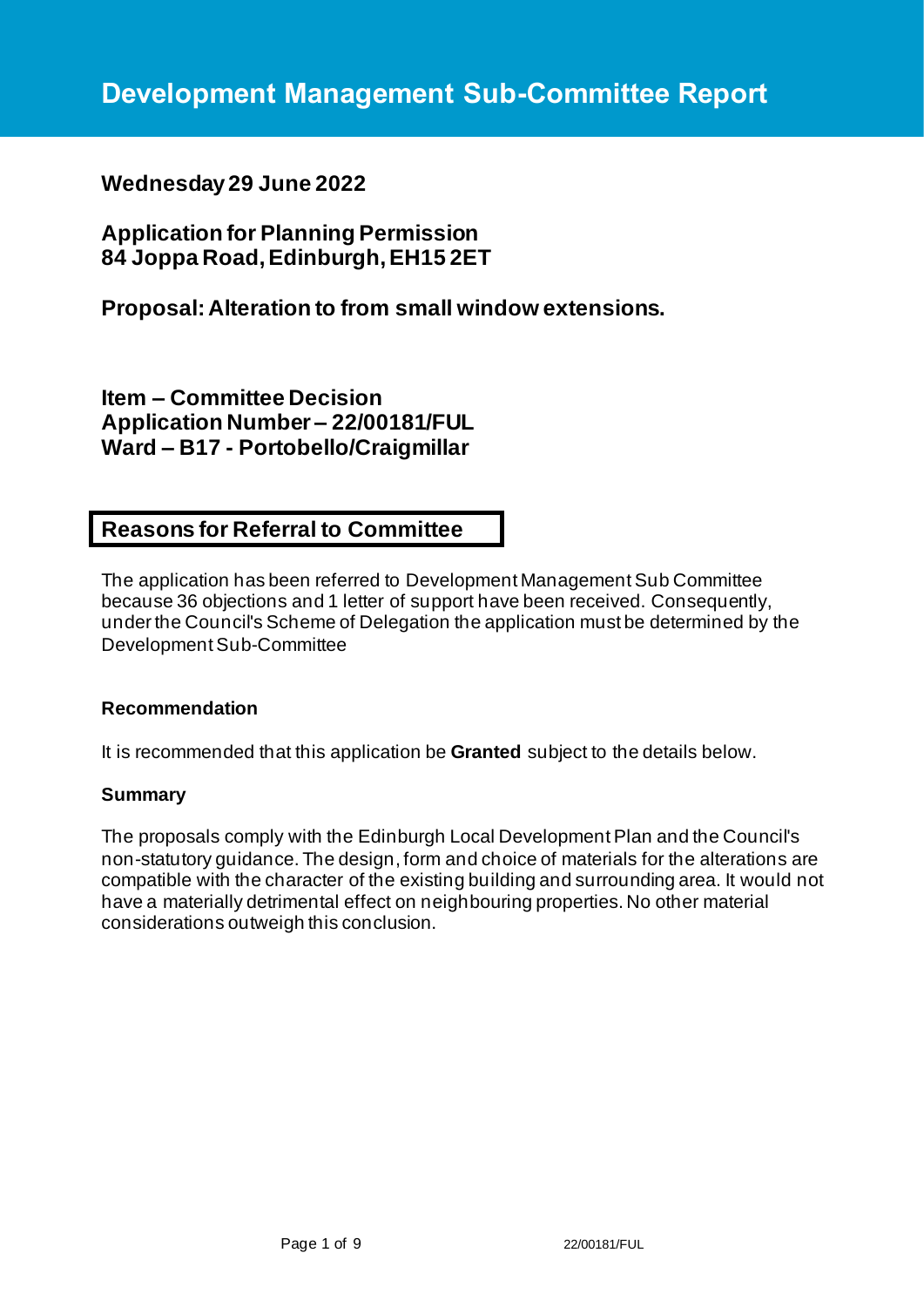# Development Management Sub-Committee Report

**Wednesday 29 June 2022**

**Application for Planning Permission**
**84 Joppa Road, Edinburgh, EH15 2ET**

**Proposal: Alteration to from small window extensions.**

**Item – Committee Decision**
**Application Number – 22/00181/FUL**
**Ward – B17 - Portobello/Craigmillar**

## Reasons for Referral to Committee

The application has been referred to Development Management Sub Committee because 36 objections and 1 letter of support have been received. Consequently, under the Council's Scheme of Delegation the application must be determined by the Development Sub-Committee

### Recommendation

It is recommended that this application be **Granted** subject to the details below.

### Summary

The proposals comply with the Edinburgh Local Development Plan and the Council's non-statutory guidance. The design, form and choice of materials for the alterations are compatible with the character of the existing building and surrounding area. It would not have a materially detrimental effect on neighbouring properties. No other material considerations outweigh this conclusion.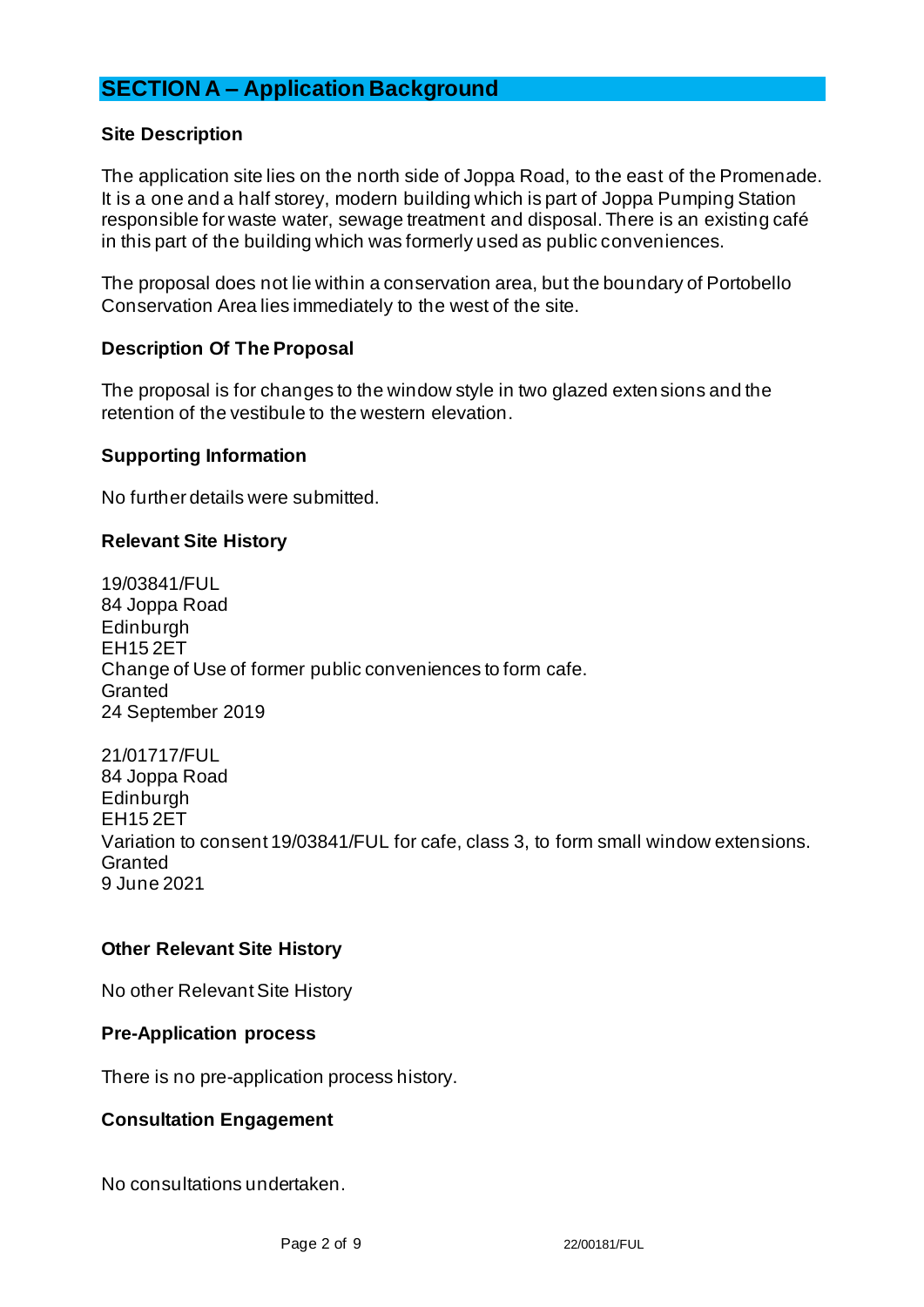## SECTION A – Application Background

### Site Description

The application site lies on the north side of Joppa Road, to the east of the Promenade. It is a one and a half storey, modern building which is part of Joppa Pumping Station responsible for waste water, sewage treatment and disposal. There is an existing café in this part of the building which was formerly used as public conveniences.

The proposal does not lie within a conservation area, but the boundary of Portobello Conservation Area lies immediately to the west of the site.

### Description Of The Proposal

The proposal is for changes to the window style in two glazed extensions and the retention of the vestibule to the western elevation.

### Supporting Information

No further details were submitted.

### Relevant Site History

19/03841/FUL
84 Joppa Road
Edinburgh
EH15 2ET
Change of Use of former public conveniences to form cafe.
Granted
24 September 2019

21/01717/FUL
84 Joppa Road
Edinburgh
EH15 2ET
Variation to consent 19/03841/FUL for cafe, class 3, to form small window extensions.
Granted
9 June 2021

### Other Relevant Site History

No other Relevant Site History

### Pre-Application process

There is no pre-application process history.

### Consultation Engagement

No consultations undertaken.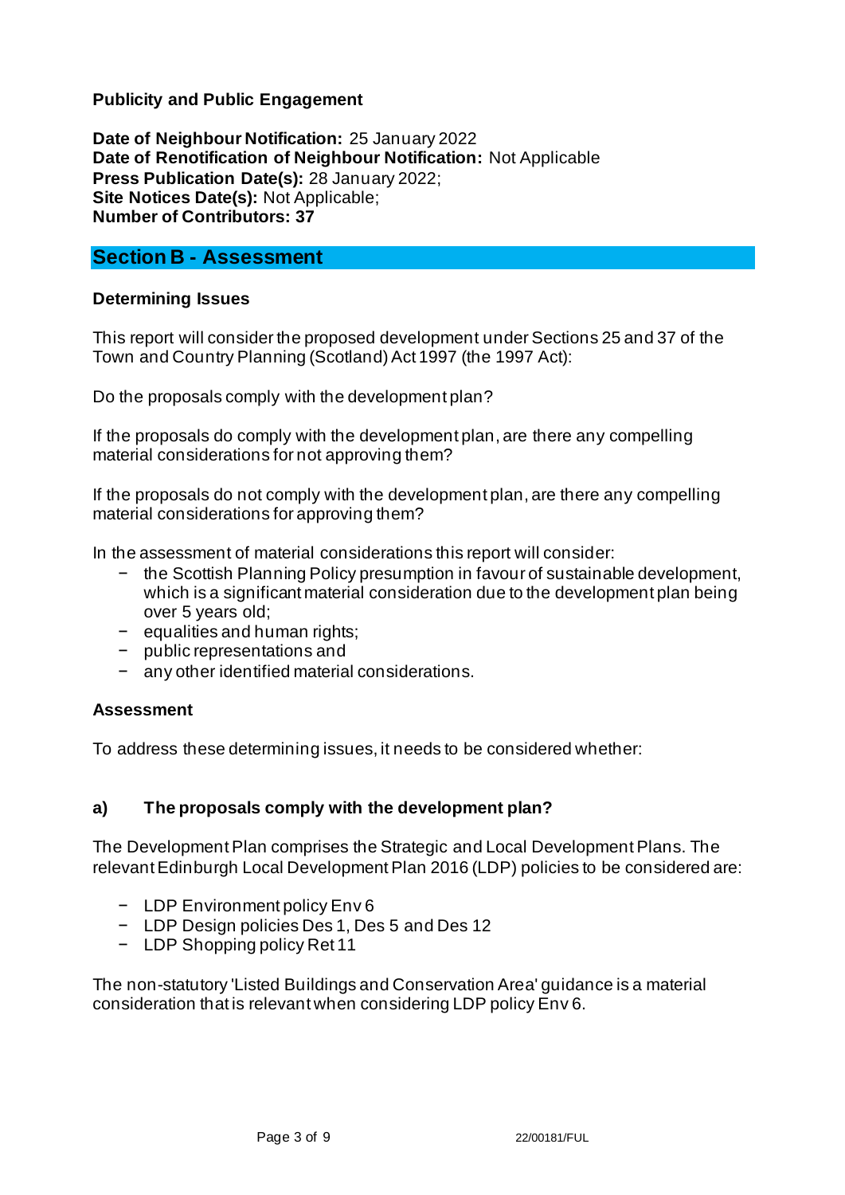**Publicity and Public Engagement**

**Date of Neighbour Notification:** 25 January 2022
**Date of Renotification of Neighbour Notification:** Not Applicable
**Press Publication Date(s):** 28 January 2022;
**Site Notices Date(s):** Not Applicable;
**Number of Contributors: 37**

## Section B - Assessment

### Determining Issues

This report will consider the proposed development under Sections 25 and 37 of the Town and Country Planning (Scotland) Act 1997 (the 1997 Act):

Do the proposals comply with the development plan?

If the proposals do comply with the development plan, are there any compelling material considerations for not approving them?

If the proposals do not comply with the development plan, are there any compelling material considerations for approving them?

In the assessment of material considerations this report will consider:

- the Scottish Planning Policy presumption in favour of sustainable development, which is a significant material consideration due to the development plan being over 5 years old;
- equalities and human rights;
- public representations and
- any other identified material considerations.

### Assessment

To address these determining issues, it needs to be considered whether:

### a) The proposals comply with the development plan?

The Development Plan comprises the Strategic and Local Development Plans. The relevant Edinburgh Local Development Plan 2016 (LDP) policies to be considered are:

- LDP Environment policy Env 6
- LDP Design policies Des 1, Des 5 and Des 12
- LDP Shopping policy Ret 11

The non-statutory 'Listed Buildings and Conservation Area' guidance is a material consideration that is relevant when considering LDP policy Env 6.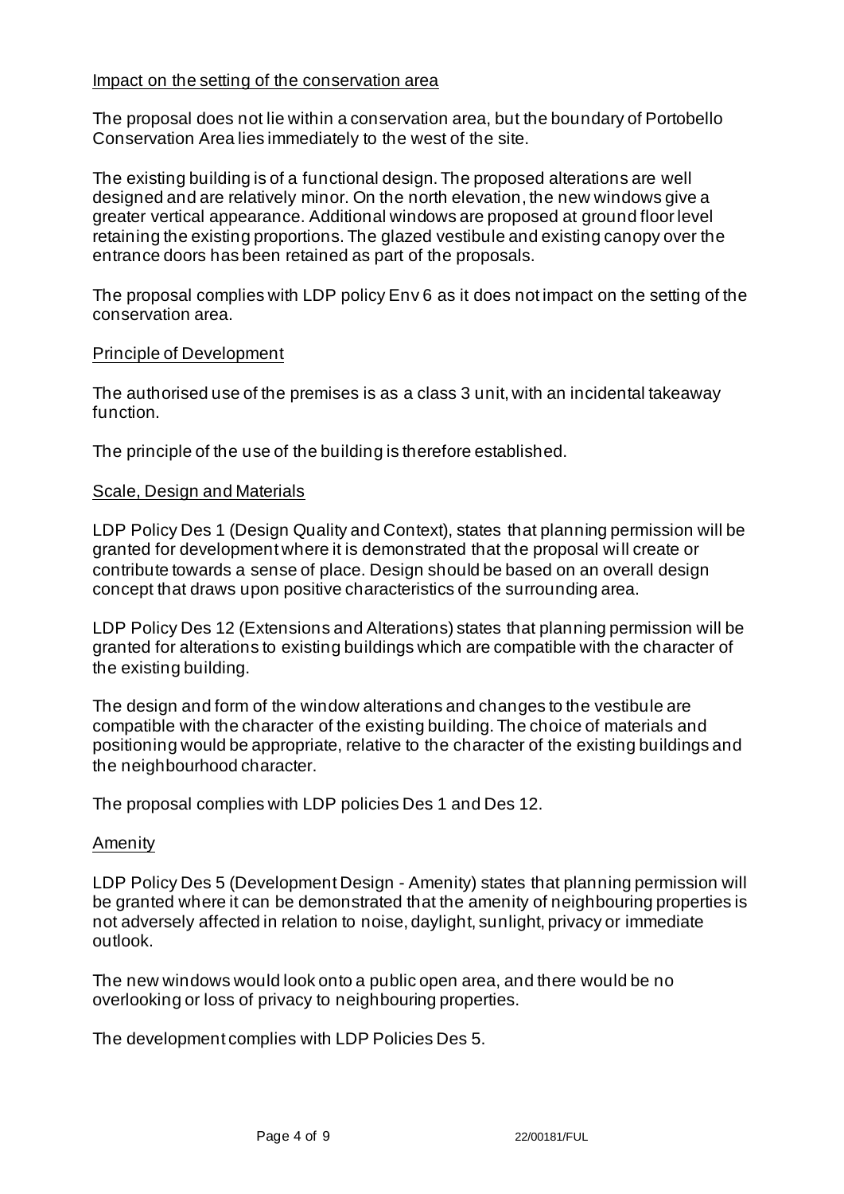Impact on the setting of the conservation area

The proposal does not lie within a conservation area, but the boundary of Portobello Conservation Area lies immediately to the west of the site.

The existing building is of a functional design. The proposed alterations are well designed and are relatively minor. On the north elevation, the new windows give a greater vertical appearance. Additional windows are proposed at ground floor level retaining the existing proportions. The glazed vestibule and existing canopy over the entrance doors has been retained as part of the proposals.

The proposal complies with LDP policy Env 6 as it does not impact on the setting of the conservation area.

Principle of Development

The authorised use of the premises is as a class 3 unit, with an incidental takeaway function.

The principle of the use of the building is therefore established.

Scale, Design and Materials

LDP Policy Des 1 (Design Quality and Context), states that planning permission will be granted for development where it is demonstrated that the proposal will create or contribute towards a sense of place. Design should be based on an overall design concept that draws upon positive characteristics of the surrounding area.

LDP Policy Des 12 (Extensions and Alterations) states that planning permission will be granted for alterations to existing buildings which are compatible with the character of the existing building.

The design and form of the window alterations and changes to the vestibule are compatible with the character of the existing building. The choice of materials and positioning would be appropriate, relative to the character of the existing buildings and the neighbourhood character.

The proposal complies with LDP policies Des 1 and Des 12.

Amenity

LDP Policy Des 5 (Development Design - Amenity) states that planning permission will be granted where it can be demonstrated that the amenity of neighbouring properties is not adversely affected in relation to noise, daylight, sunlight, privacy or immediate outlook.

The new windows would look onto a public open area, and there would be no overlooking or loss of privacy to neighbouring properties.

The development complies with LDP Policies Des 5.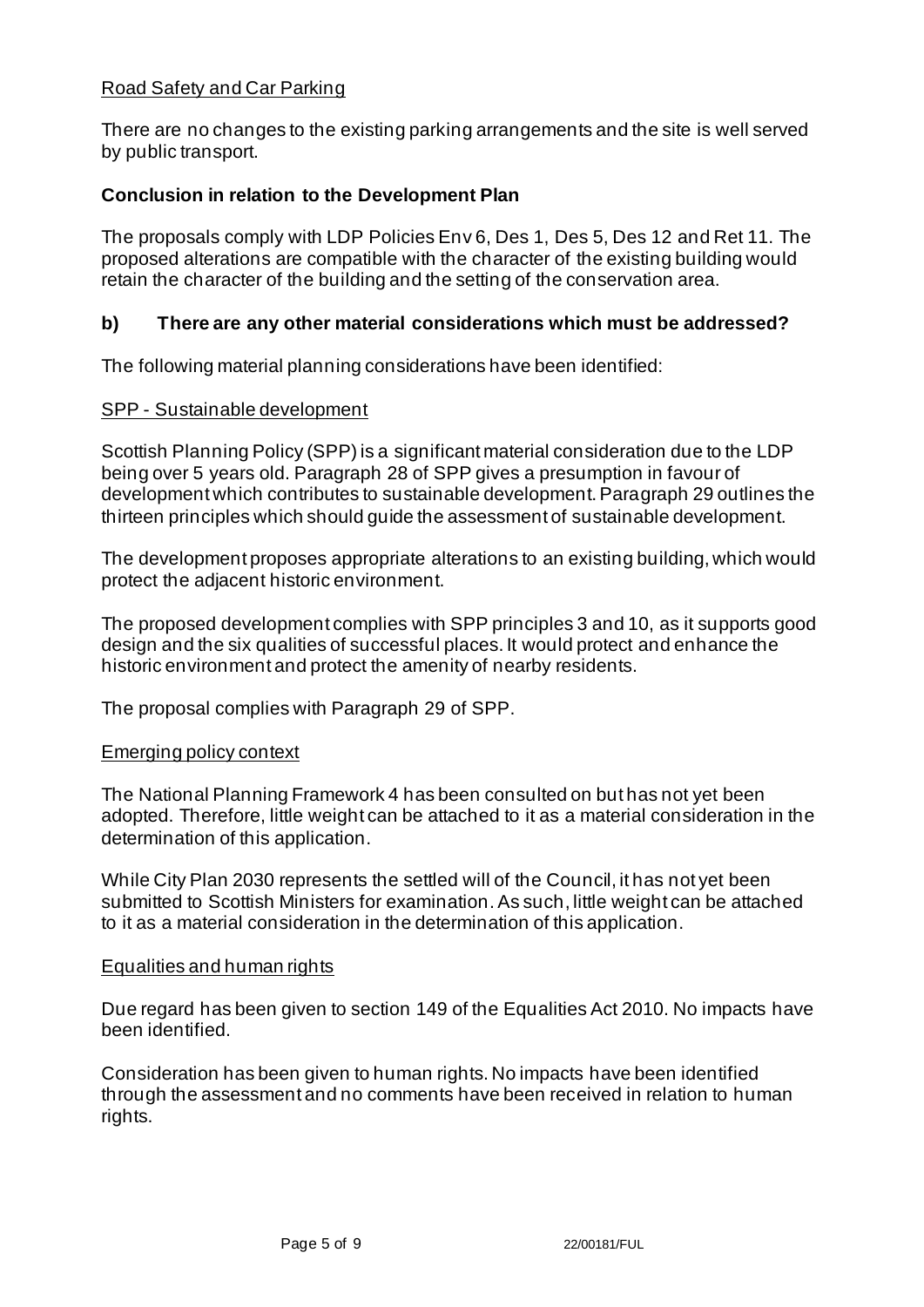Road Safety and Car Parking

There are no changes to the existing parking arrangements and the site is well served by public transport.

**Conclusion in relation to the Development Plan**

The proposals comply with LDP Policies Env 6, Des 1, Des 5, Des 12 and Ret 11. The proposed alterations are compatible with the character of the existing building would retain the character of the building and the setting of the conservation area.

### b) There are any other material considerations which must be addressed?

The following material planning considerations have been identified:

SPP - Sustainable development

Scottish Planning Policy (SPP) is a significant material consideration due to the LDP being over 5 years old. Paragraph 28 of SPP gives a presumption in favour of development which contributes to sustainable development. Paragraph 29 outlines the thirteen principles which should guide the assessment of sustainable development.

The development proposes appropriate alterations to an existing building, which would protect the adjacent historic environment.

The proposed development complies with SPP principles 3 and 10, as it supports good design and the six qualities of successful places. It would protect and enhance the historic environment and protect the amenity of nearby residents.

The proposal complies with Paragraph 29 of SPP.

Emerging policy context

The National Planning Framework 4 has been consulted on but has not yet been adopted. Therefore, little weight can be attached to it as a material consideration in the determination of this application.

While City Plan 2030 represents the settled will of the Council, it has not yet been submitted to Scottish Ministers for examination. As such, little weight can be attached to it as a material consideration in the determination of this application.

Equalities and human rights

Due regard has been given to section 149 of the Equalities Act 2010. No impacts have been identified.

Consideration has been given to human rights. No impacts have been identified through the assessment and no comments have been received in relation to human rights.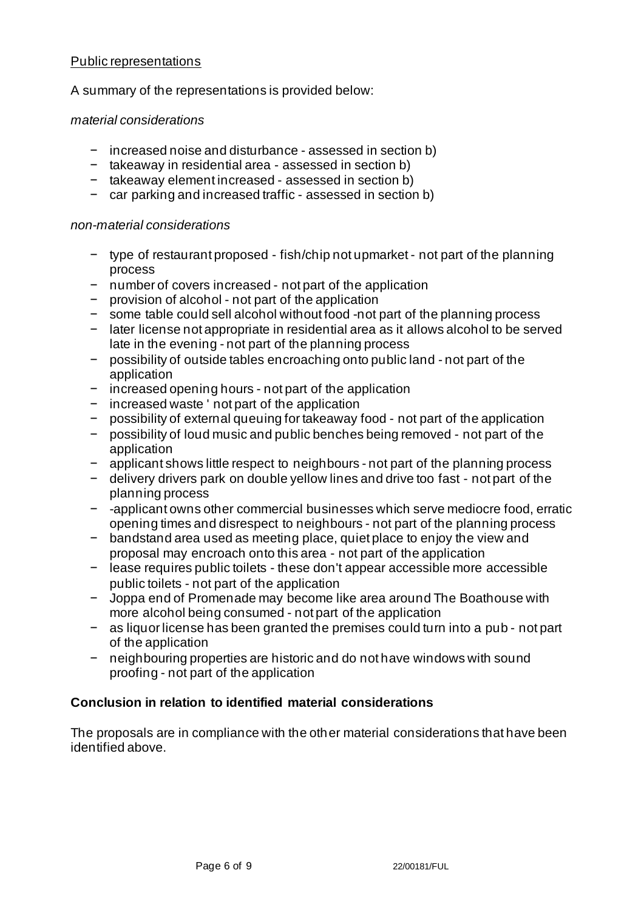Public representations

A summary of the representations is provided below:

*material considerations*

- increased noise and disturbance - assessed in section b)
- takeaway in residential area - assessed in section b)
- takeaway element increased - assessed in section b)
- car parking and increased traffic - assessed in section b)

*non-material considerations*

- type of restaurant proposed - fish/chip not upmarket - not part of the planning process
- number of covers increased - not part of the application
- provision of alcohol - not part of the application
- some table could sell alcohol without food -not part of the planning process
- later license not appropriate in residential area as it allows alcohol to be served late in the evening - not part of the planning process
- possibility of outside tables encroaching onto public land - not part of the application
- increased opening hours - not part of the application
- increased waste ' not part of the application
- possibility of external queuing for takeaway food - not part of the application
- possibility of loud music and public benches being removed - not part of the application
- applicant shows little respect to neighbours - not part of the planning process
- delivery drivers park on double yellow lines and drive too fast - not part of the planning process
- -applicant owns other commercial businesses which serve mediocre food, erratic opening times and disrespect to neighbours - not part of the planning process
- bandstand area used as meeting place, quiet place to enjoy the view and proposal may encroach onto this area - not part of the application
- lease requires public toilets - these don't appear accessible more accessible public toilets - not part of the application
- Joppa end of Promenade may become like area around The Boathouse with more alcohol being consumed - not part of the application
- as liquor license has been granted the premises could turn into a pub - not part of the application
- neighbouring properties are historic and do not have windows with sound proofing - not part of the application

**Conclusion in relation to identified material considerations**

The proposals are in compliance with the other material considerations that have been identified above.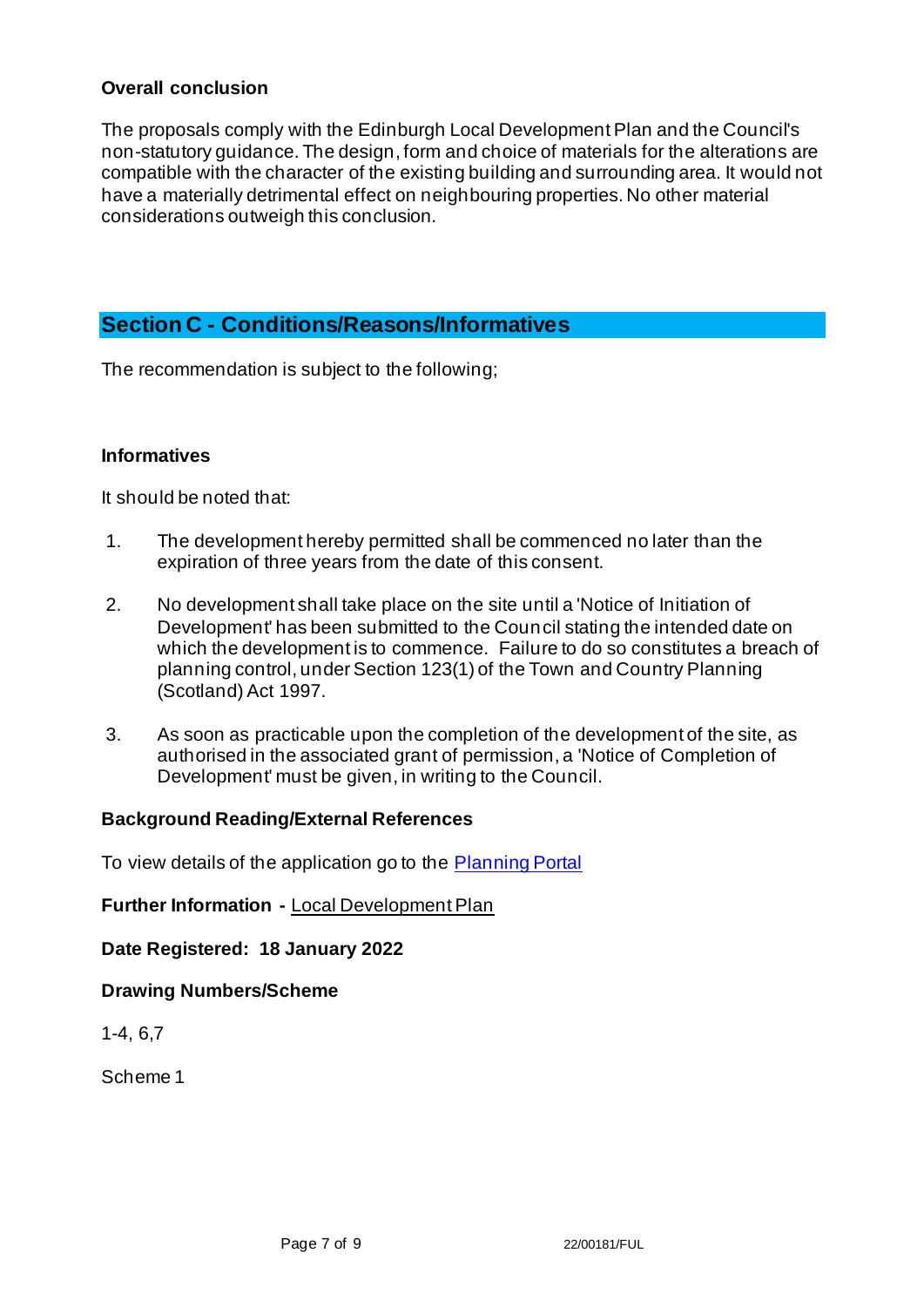**Overall conclusion**

The proposals comply with the Edinburgh Local Development Plan and the Council's non-statutory guidance. The design, form and choice of materials for the alterations are compatible with the character of the existing building and surrounding area. It would not have a materially detrimental effect on neighbouring properties. No other material considerations outweigh this conclusion.

## Section C - Conditions/Reasons/Informatives

The recommendation is subject to the following;

**Informatives**

It should be noted that:

1. The development hereby permitted shall be commenced no later than the expiration of three years from the date of this consent.

2. No development shall take place on the site until a 'Notice of Initiation of Development' has been submitted to the Council stating the intended date on which the development is to commence. Failure to do so constitutes a breach of planning control, under Section 123(1) of the Town and Country Planning (Scotland) Act 1997.

3. As soon as practicable upon the completion of the development of the site, as authorised in the associated grant of permission, a 'Notice of Completion of Development' must be given, in writing to the Council.

**Background Reading/External References**

To view details of the application go to the Planning Portal

**Further Information -** Local Development Plan

**Date Registered: 18 January 2022**

**Drawing Numbers/Scheme**

1-4, 6,7

Scheme 1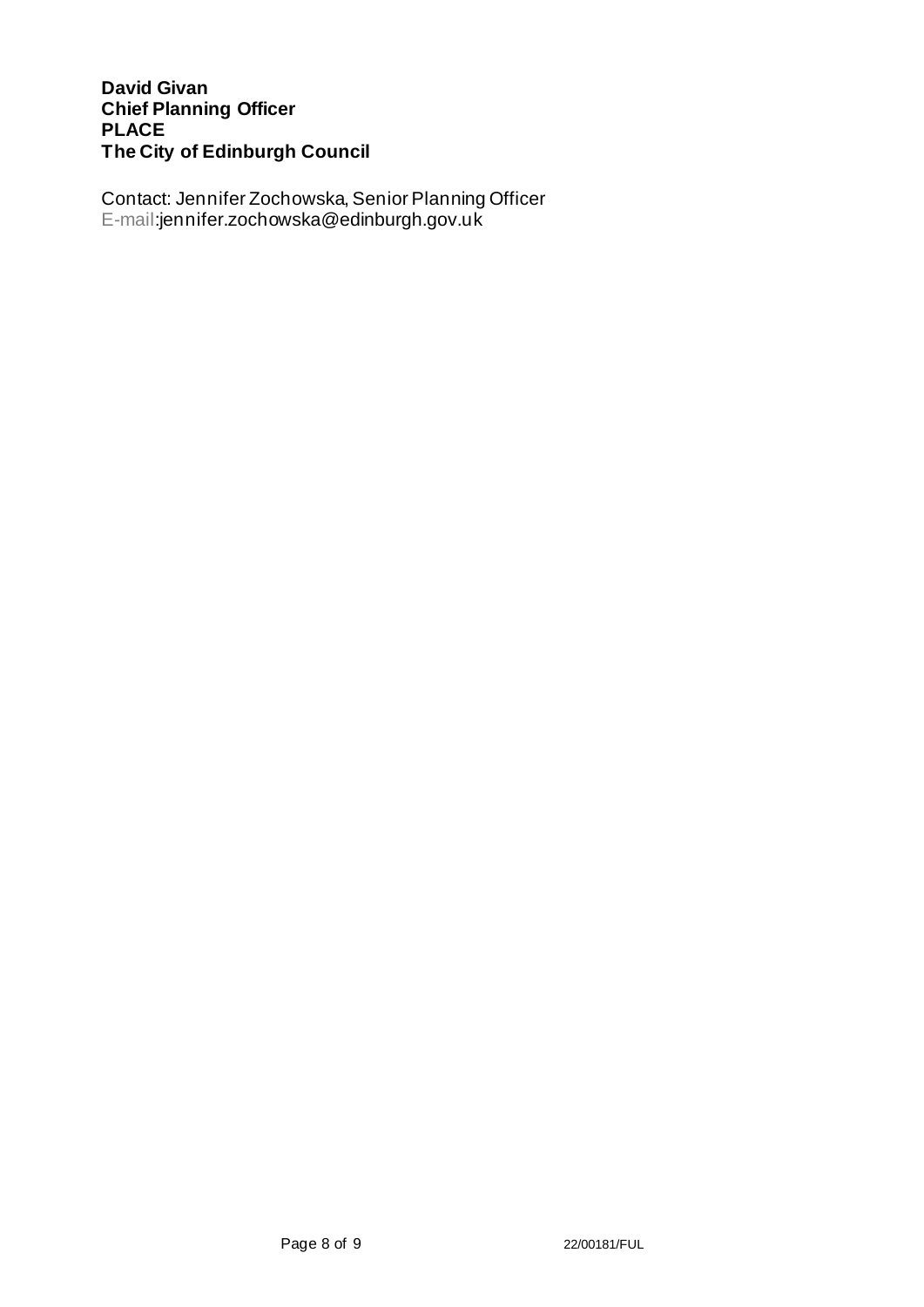**David Givan**
**Chief Planning Officer**
**PLACE**
**The City of Edinburgh Council**

Contact: Jennifer Zochowska, Senior Planning Officer
E-mail:jennifer.zochowska@edinburgh.gov.uk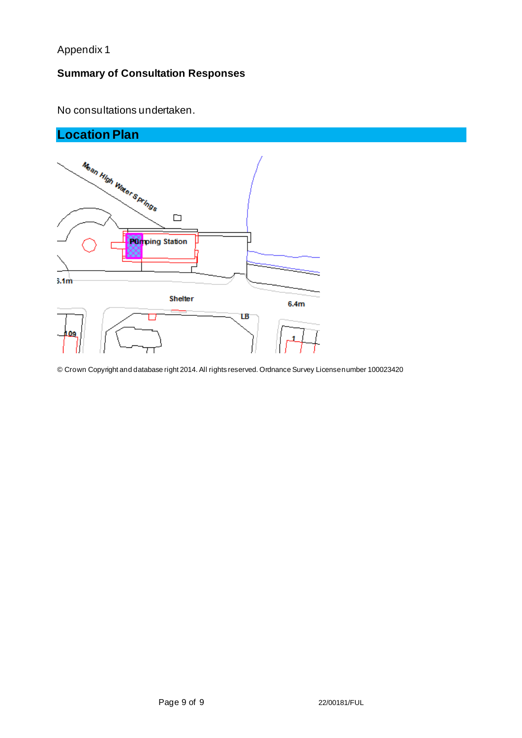Appendix 1

## Summary of Consultation Responses

No consultations undertaken.

## Location Plan

Mean High Water Springs

Pumping Station

5.1m

Shelter

6.4m

LB

109

1

© Crown Copyright and database right 2014. All rights reserved. Ordnance Survey License number 100023420

22/00181/FUL